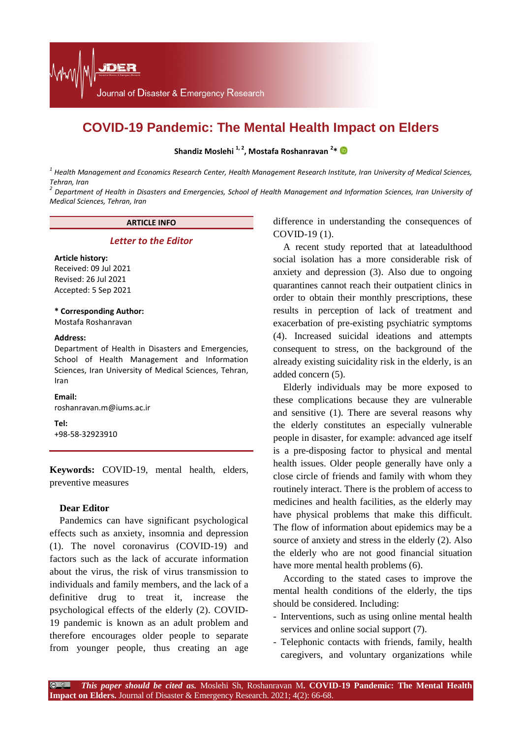# COVID-19 Pandemic: The Mental Health Impact on Elders

**Shandiz Moslehi [1, 2], Mostafa Roshanravan [2]***

[1] *Health Management and Economics Research Center, Health Management Research Institute, Iran University of Medical Sciences, Tehran, Iran*

[2] *Department of Health in Disasters and Emergencies, School of Health Management and Information Sciences, Iran University of Medical Sciences, Tehran, Iran*

**ARTICLE INFO**

***Letter to the Editor***

**Article history:**
Received: 09 Jul 2021
Revised: 26 Jul 2021
Accepted: 5 Sep 2021

**\* Corresponding Author:**
Mostafa Roshanravan

**Address:**
Department of Health in Disasters and Emergencies, School of Health Management and Information Sciences, Iran University of Medical Sciences, Tehran, Iran

**Email:**
roshanravan.m@iums.ac.ir

**Tel:**
+98-58-32923910

**Keywords:** COVID-19, mental health, elders, preventive measures

**Dear Editor**

Pandemics can have significant psychological effects such as anxiety, insomnia and depression (1). The novel coronavirus (COVID-19) and factors such as the lack of accurate information about the virus, the risk of virus transmission to individuals and family members, and the lack of a definitive drug to treat it, increase the psychological effects of the elderly (2). COVID-19 pandemic is known as an adult problem and therefore encourages older people to separate from younger people, thus creating an age difference in understanding the consequences of COVID-19 (1).

A recent study reported that at lateadulthood social isolation has a more considerable risk of anxiety and depression (3). Also due to ongoing quarantines cannot reach their outpatient clinics in order to obtain their monthly prescriptions, these results in perception of lack of treatment and exacerbation of pre-existing psychiatric symptoms (4). Increased suicidal ideations and attempts consequent to stress, on the background of the already existing suicidality risk in the elderly, is an added concern (5).

Elderly individuals may be more exposed to these complications because they are vulnerable and sensitive (1). There are several reasons why the elderly constitutes an especially vulnerable people in disaster, for example: advanced age itself is a pre-disposing factor to physical and mental health issues. Older people generally have only a close circle of friends and family with whom they routinely interact. There is the problem of access to medicines and health facilities, as the elderly may have physical problems that make this difficult. The flow of information about epidemics may be a source of anxiety and stress in the elderly (2). Also the elderly who are not good financial situation have more mental health problems (6).

According to the stated cases to improve the mental health conditions of the elderly, the tips should be considered. Including:

- Interventions, such as using online mental health services and online social support (7).
- Telephonic contacts with friends, family, health caregivers, and voluntary organizations while

***This paper should be cited as.*** Moslehi Sh, Roshanravan M**. COVID-19 Pandemic: The Mental Health Impact on Elders.** Journal of Disaster & Emergency Research. 2021; 4(2): 66-68.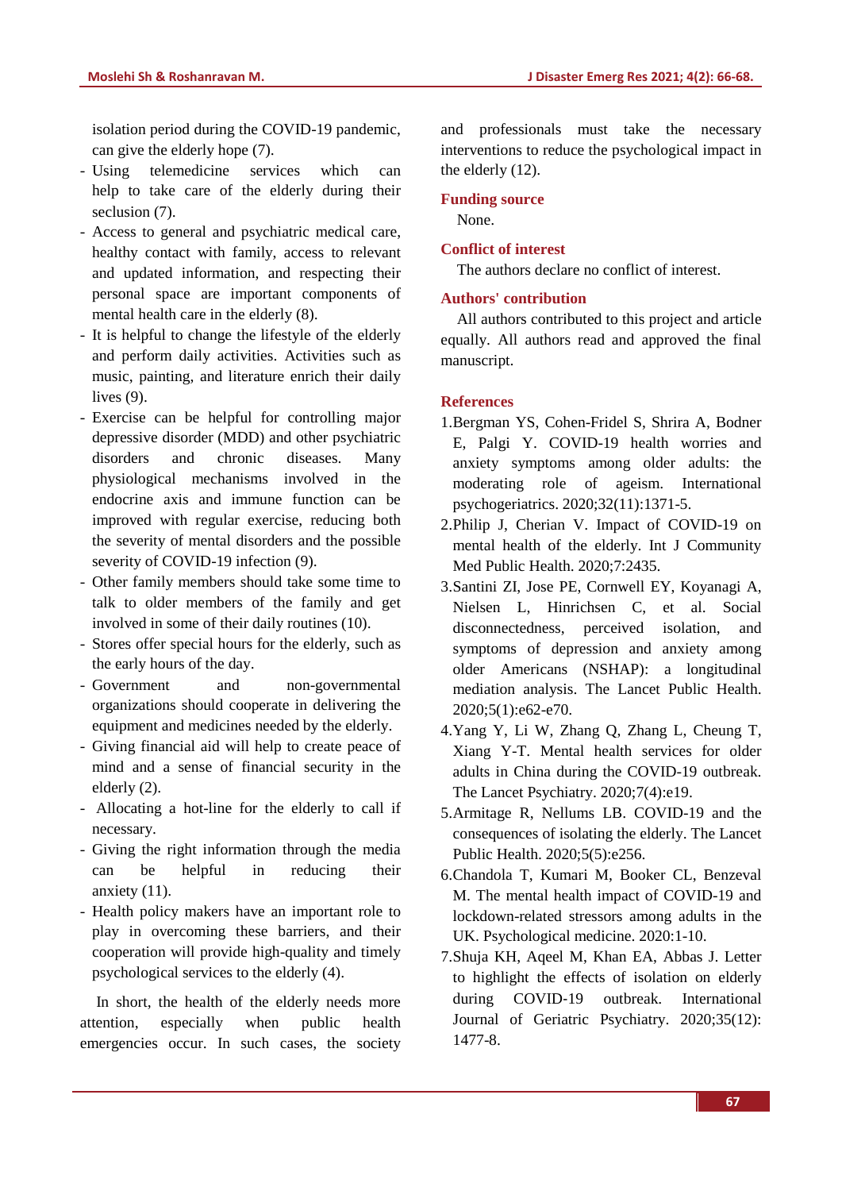isolation period during the COVID-19 pandemic, can give the elderly hope (7).

- Using telemedicine services which can help to take care of the elderly during their seclusion (7).
- Access to general and psychiatric medical care, healthy contact with family, access to relevant and updated information, and respecting their personal space are important components of mental health care in the elderly (8).
- It is helpful to change the lifestyle of the elderly and perform daily activities. Activities such as music, painting, and literature enrich their daily lives (9).
- Exercise can be helpful for controlling major depressive disorder (MDD) and other psychiatric disorders and chronic diseases. Many physiological mechanisms involved in the endocrine axis and immune function can be improved with regular exercise, reducing both the severity of mental disorders and the possible severity of COVID-19 infection (9).
- Other family members should take some time to talk to older members of the family and get involved in some of their daily routines (10).
- Stores offer special hours for the elderly, such as the early hours of the day.
- Government and non-governmental organizations should cooperate in delivering the equipment and medicines needed by the elderly.
- Giving financial aid will help to create peace of mind and a sense of financial security in the elderly (2).
- Allocating a hot-line for the elderly to call if necessary.
- Giving the right information through the media can be helpful in reducing their anxiety (11).
- Health policy makers have an important role to play in overcoming these barriers, and their cooperation will provide high-quality and timely psychological services to the elderly (4).

In short, the health of the elderly needs more attention, especially when public health emergencies occur. In such cases, the society and professionals must take the necessary interventions to reduce the psychological impact in the elderly (12).

## Funding source

None.

## Conflict of interest

The authors declare no conflict of interest.

## Authors' contribution

All authors contributed to this project and article equally. All authors read and approved the final manuscript.

## References

1. Bergman YS, Cohen-Fridel S, Shrira A, Bodner E, Palgi Y. COVID-19 health worries and anxiety symptoms among older adults: the moderating role of ageism. International psychogeriatrics. 2020;32(11):1371-5.
2. Philip J, Cherian V. Impact of COVID-19 on mental health of the elderly. Int J Community Med Public Health. 2020;7:2435.
3. Santini ZI, Jose PE, Cornwell EY, Koyanagi A, Nielsen L, Hinrichsen C, et al. Social disconnectedness, perceived isolation, and symptoms of depression and anxiety among older Americans (NSHAP): a longitudinal mediation analysis. The Lancet Public Health. 2020;5(1):e62-e70.
4. Yang Y, Li W, Zhang Q, Zhang L, Cheung T, Xiang Y-T. Mental health services for older adults in China during the COVID-19 outbreak. The Lancet Psychiatry. 2020;7(4):e19.
5. Armitage R, Nellums LB. COVID-19 and the consequences of isolating the elderly. The Lancet Public Health. 2020;5(5):e256.
6. Chandola T, Kumari M, Booker CL, Benzeval M. The mental health impact of COVID-19 and lockdown-related stressors among adults in the UK. Psychological medicine. 2020:1-10.
7. Shuja KH, Aqeel M, Khan EA, Abbas J. Letter to highlight the effects of isolation on elderly during COVID-19 outbreak. International Journal of Geriatric Psychiatry. 2020;35(12): 1477-8.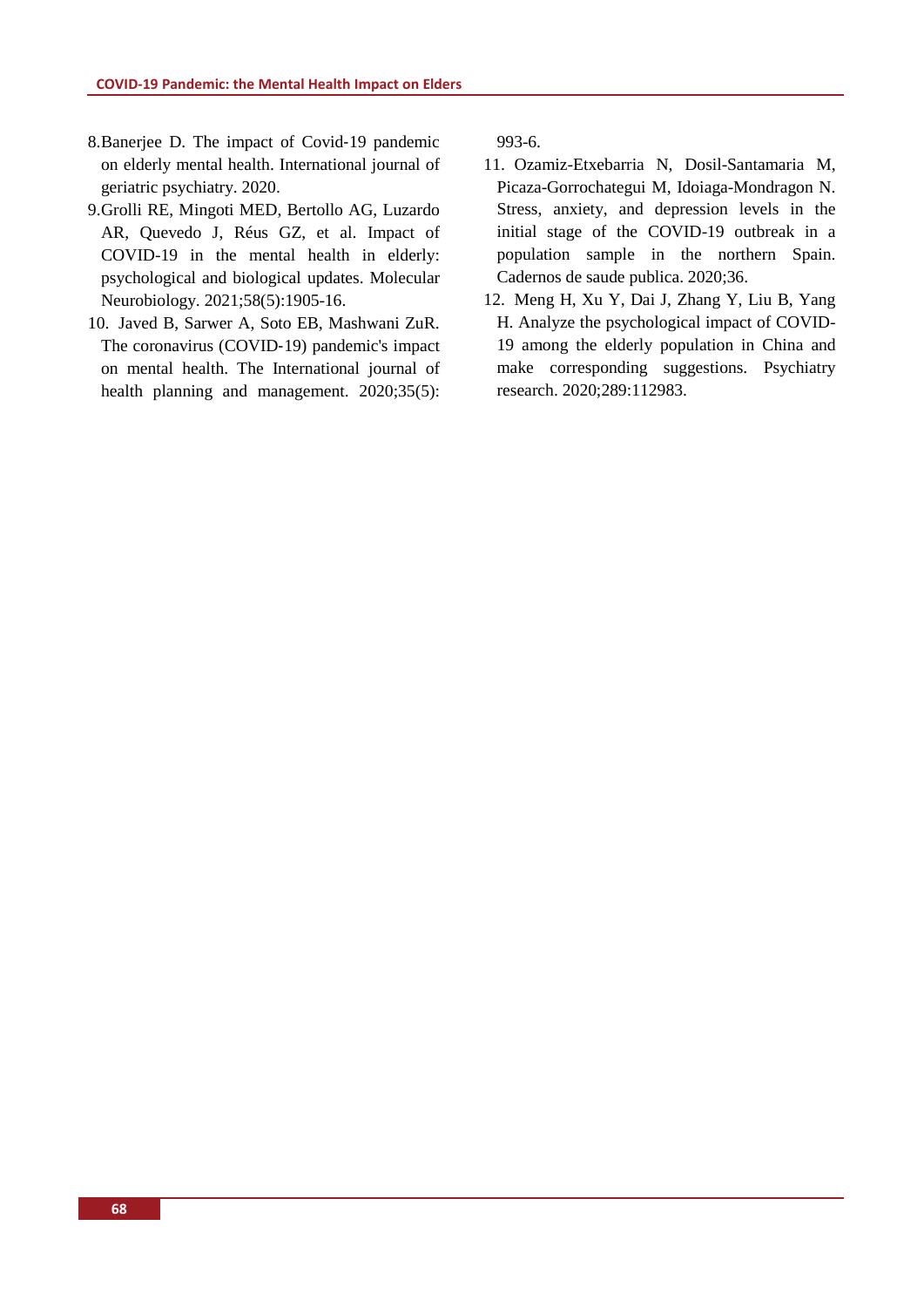8. Banerjee D. The impact of Covid‐19 pandemic on elderly mental health. International journal of geriatric psychiatry. 2020.

9. Grolli RE, Mingoti MED, Bertollo AG, Luzardo AR, Quevedo J, Réus GZ, et al. Impact of COVID-19 in the mental health in elderly: psychological and biological updates. Molecular Neurobiology. 2021;58(5):1905-16.

10. Javed B, Sarwer A, Soto EB, Mashwani ZuR. The coronavirus (COVID‐19) pandemic's impact on mental health. The International journal of health planning and management. 2020;35(5): 993-6.

11. Ozamiz-Etxebarria N, Dosil-Santamaria M, Picaza-Gorrochategui M, Idoiaga-Mondragon N. Stress, anxiety, and depression levels in the initial stage of the COVID-19 outbreak in a population sample in the northern Spain. Cadernos de saude publica. 2020;36.

12. Meng H, Xu Y, Dai J, Zhang Y, Liu B, Yang H. Analyze the psychological impact of COVID-19 among the elderly population in China and make corresponding suggestions. Psychiatry research. 2020;289:112983.